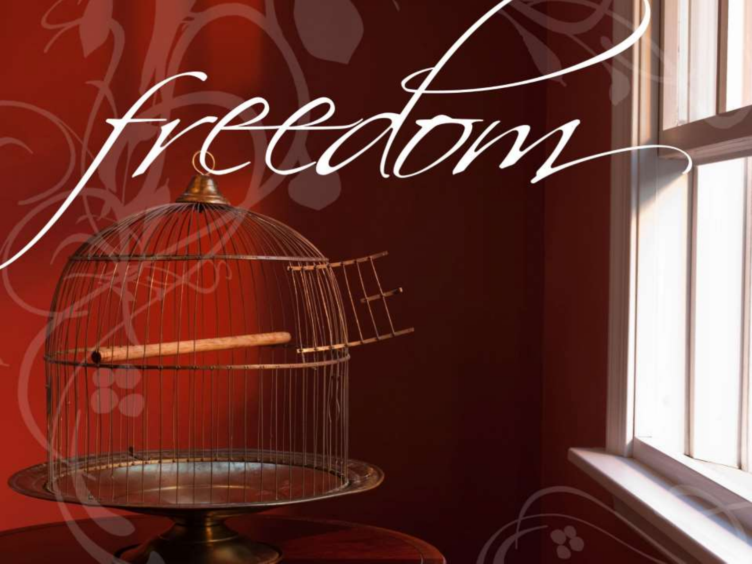# freedom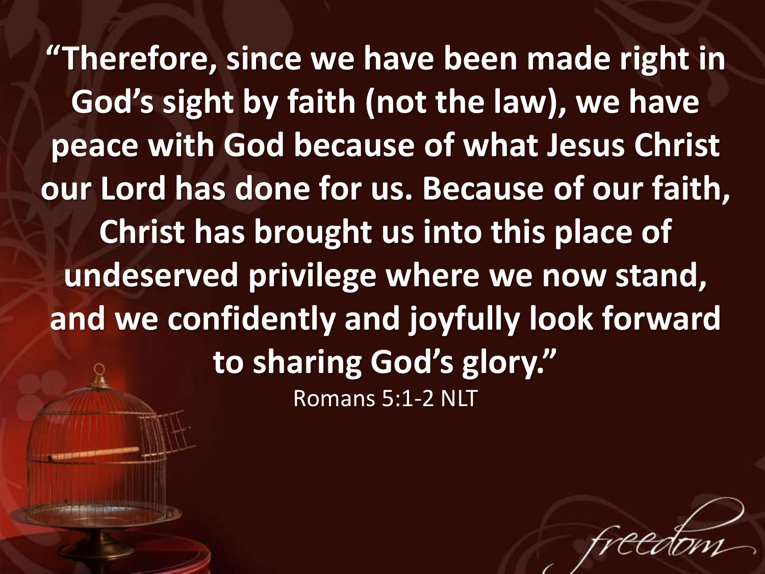**"Therefore, since we have been made right in God's sight by faith (not the law), we have peace with God because of what Jesus Christ our Lord has done for us. Because of our faith, Christ has brought us into this place of undeserved privilege where we now stand, and we confidently and joyfully look forward to sharing God's glory."**

Romans 5:1-2 NLT

*freedom*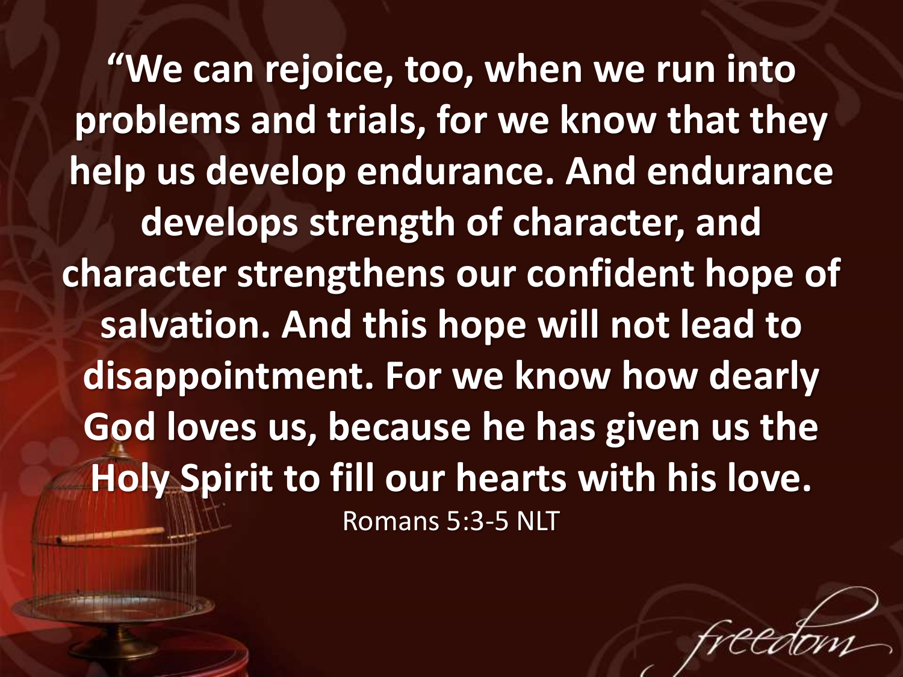**"We can rejoice, too, when we run into problems and trials, for we know that they help us develop endurance. And endurance develops strength of character, and character strengthens our confident hope of salvation. And this hope will not lead to disappointment. For we know how dearly God loves us, because he has given us the Holy Spirit to fill our hearts with his love.**

Romans 5:3-5 NLT

*freedom*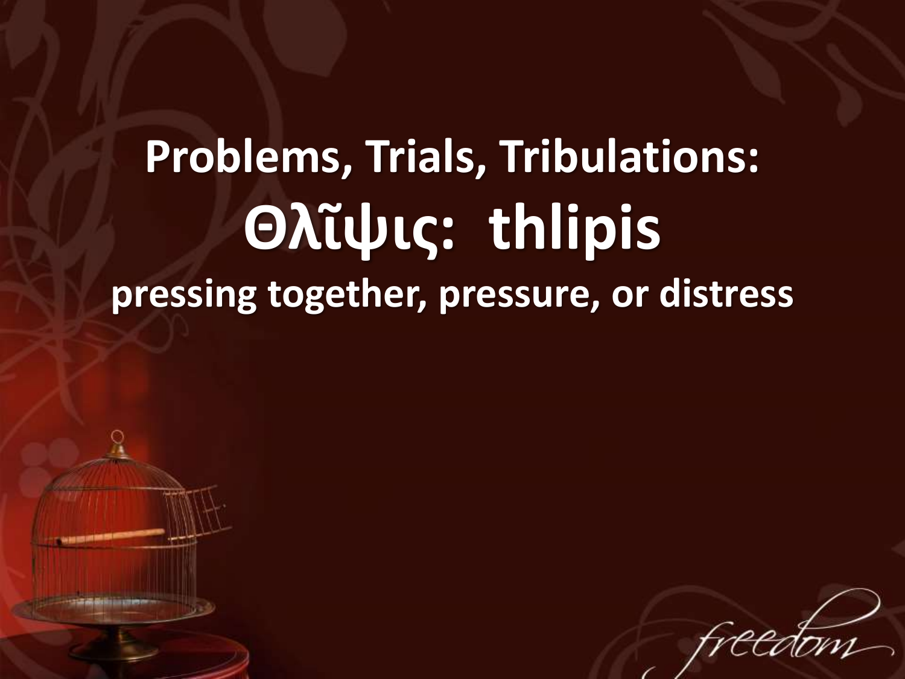# Problems, Trials, Tribulations:

# Θλῖψις: thlipis

**pressing together, pressure, or distress**

*freedom*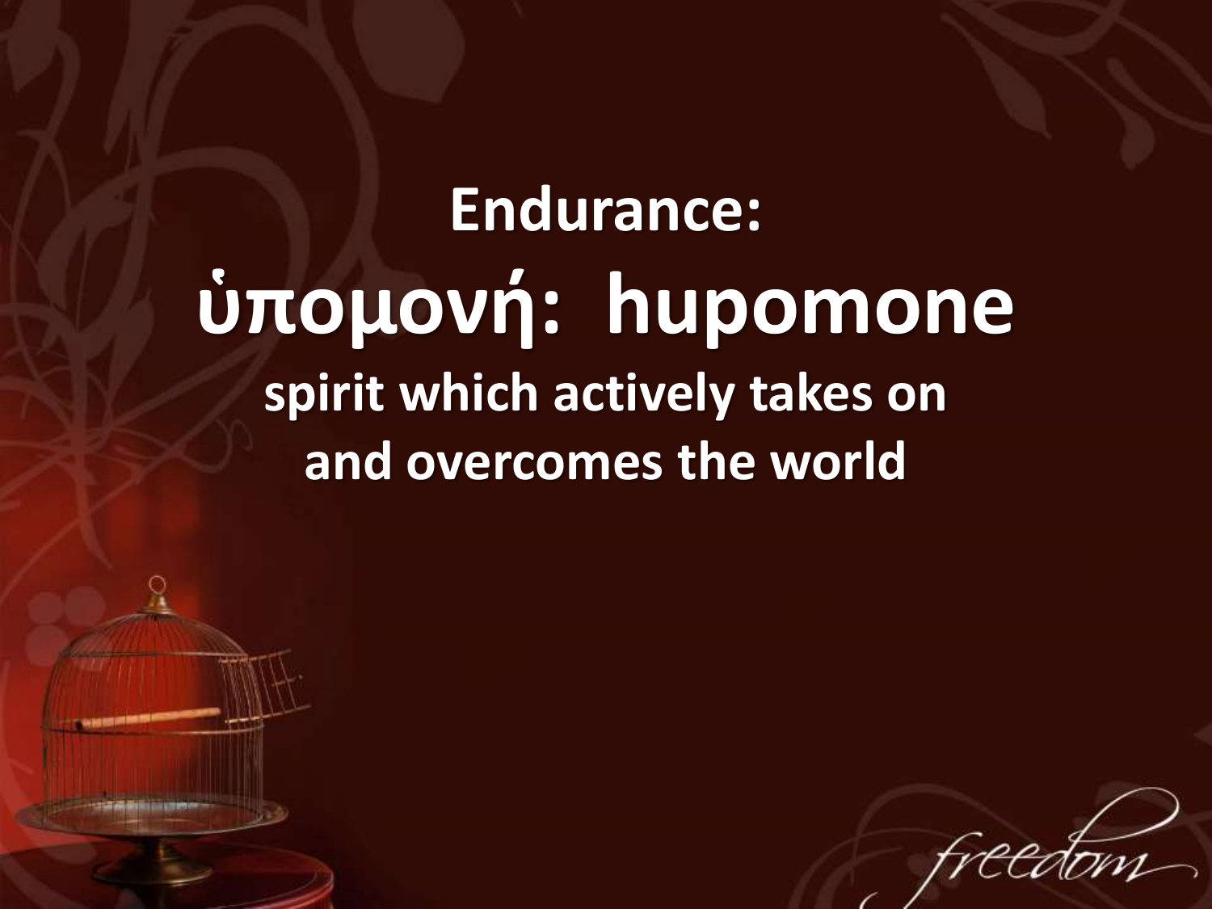**Endurance:**

**ὑπομονή: hupomone**

**spirit which actively takes on and overcomes the world**

*freedom*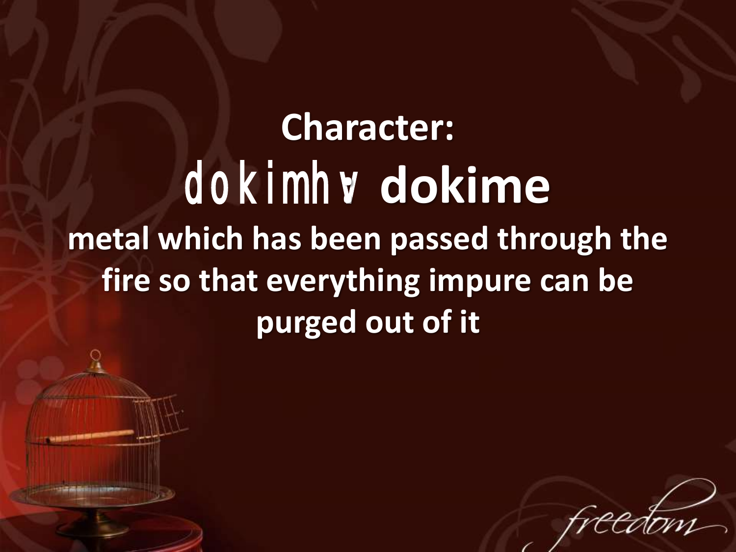# Character:

## dokimh| dokime

**metal which has been passed through the fire so that everything impure can be purged out of it**

freedom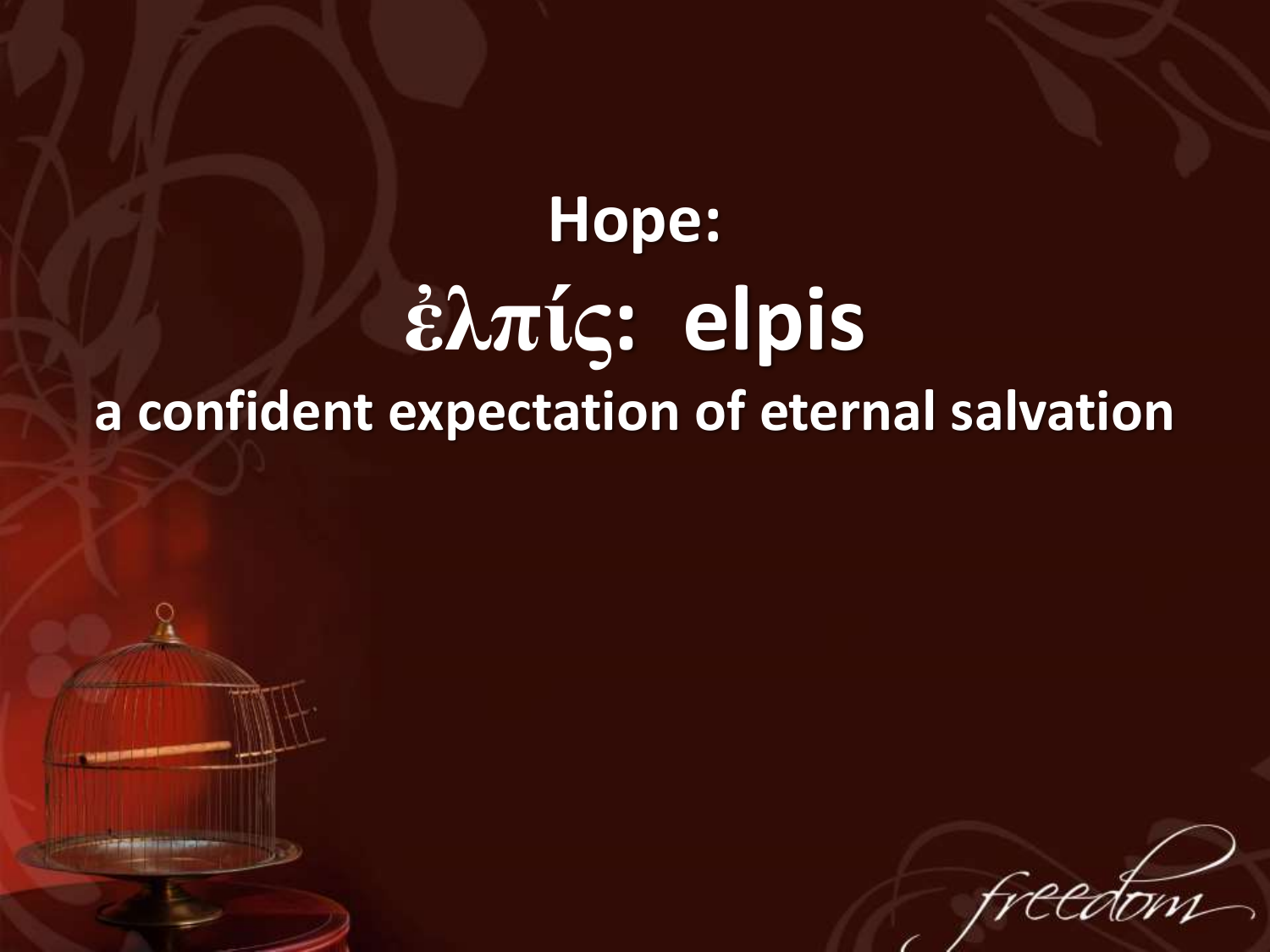# Hope:

# ἐλπίς: elpis

**a confident expectation of eternal salvation**

*freedom*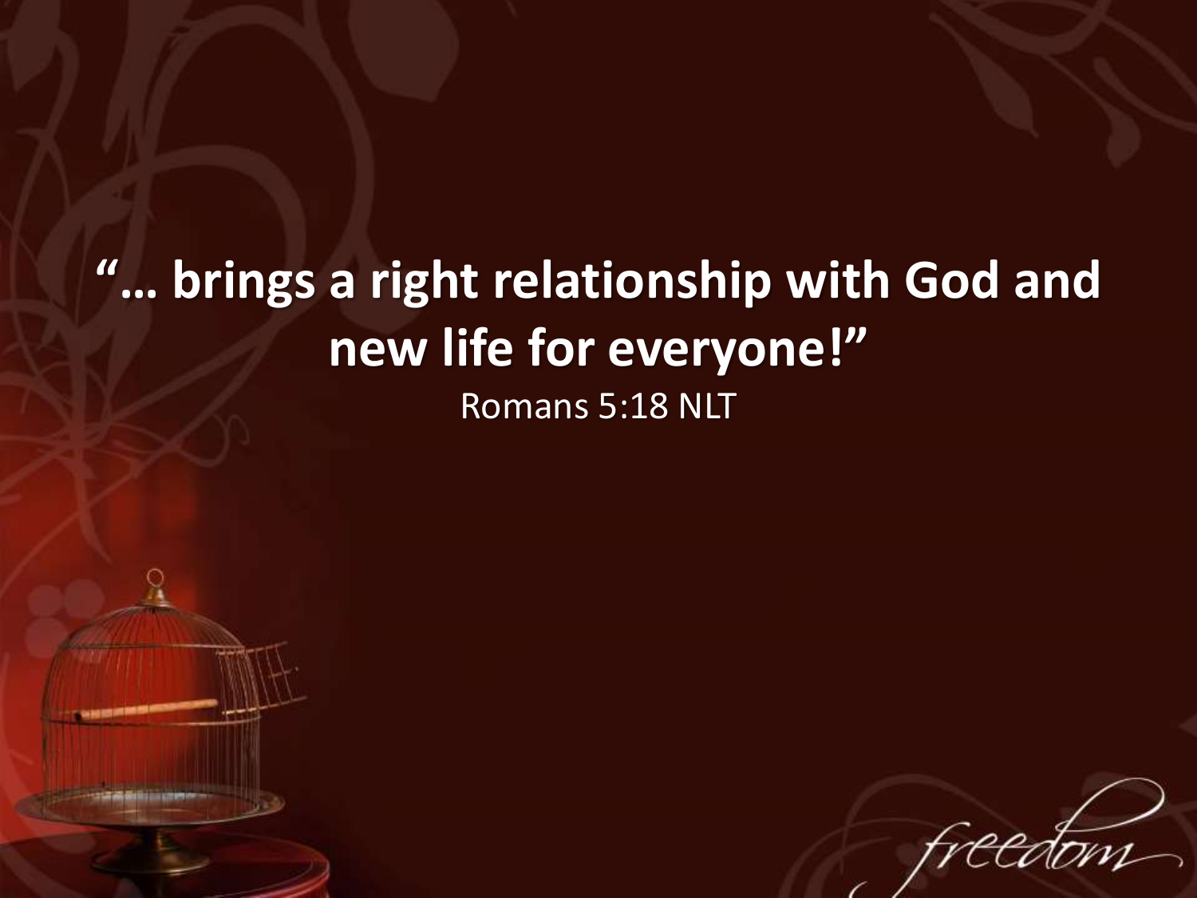**"… brings a right relationship with God and new life for everyone!"**

Romans 5:18 NLT

*freedom*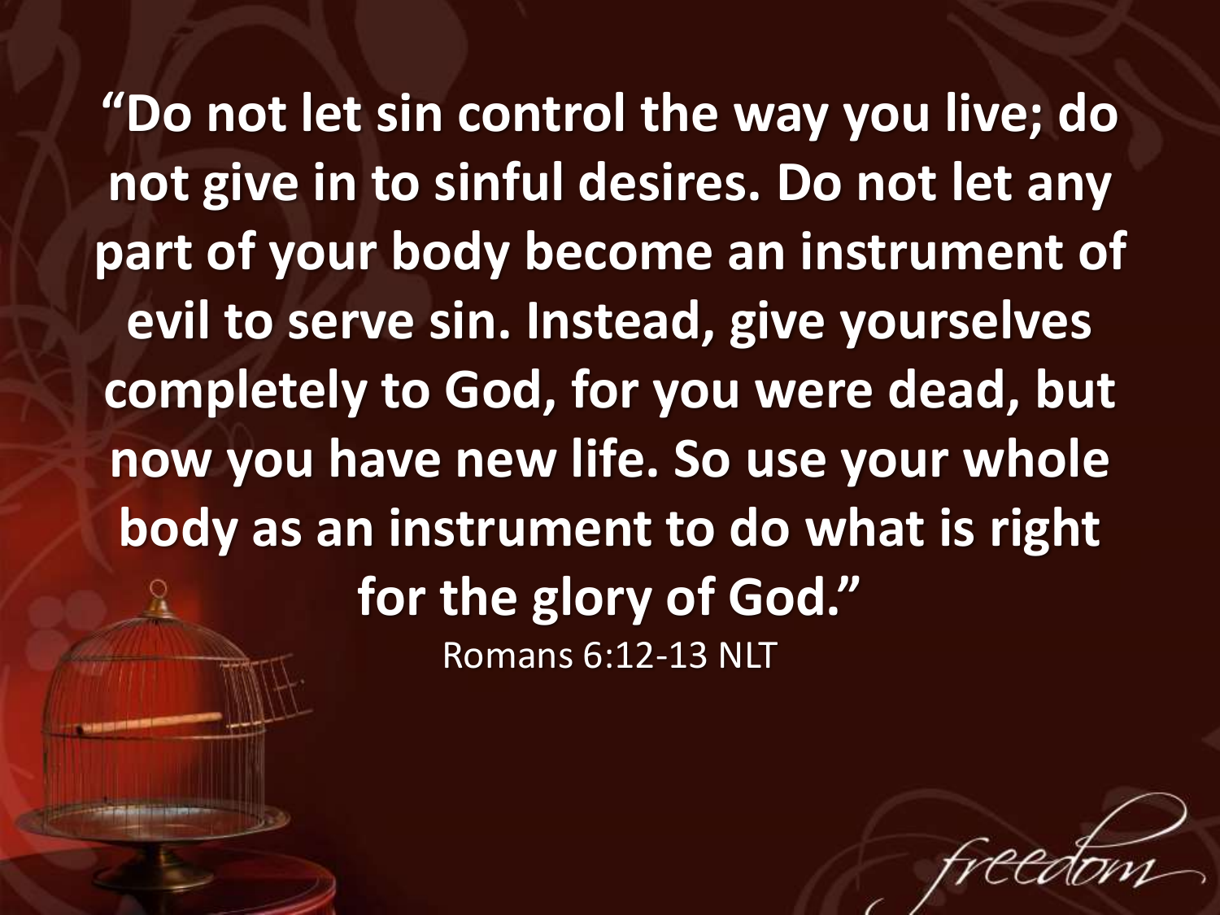**“Do not let sin control the way you live; do not give in to sinful desires. Do not let any part of your body become an instrument of evil to serve sin. Instead, give yourselves completely to God, for you were dead, but now you have new life. So use your whole body as an instrument to do what is right for the glory of God.”**

Romans 6:12-13 NLT

*freedom*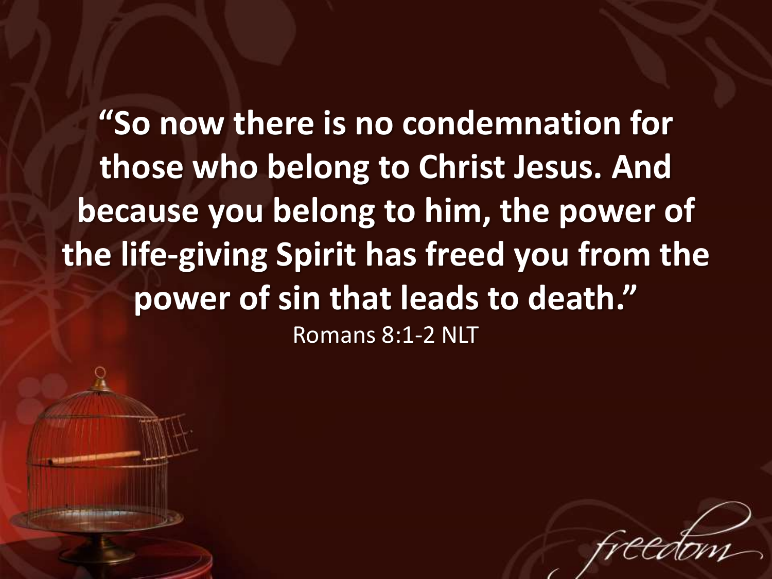**“So now there is no condemnation for those who belong to Christ Jesus. And because you belong to him, the power of the life-giving Spirit has freed you from the power of sin that leads to death.”**

Romans 8:1-2 NLT

*freedom*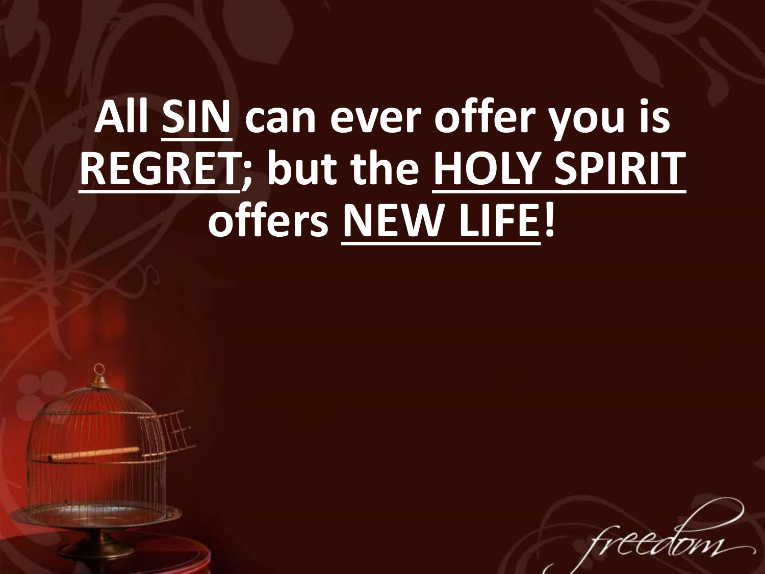# All SIN can ever offer you is REGRET; but the HOLY SPIRIT offers NEW LIFE!

freedom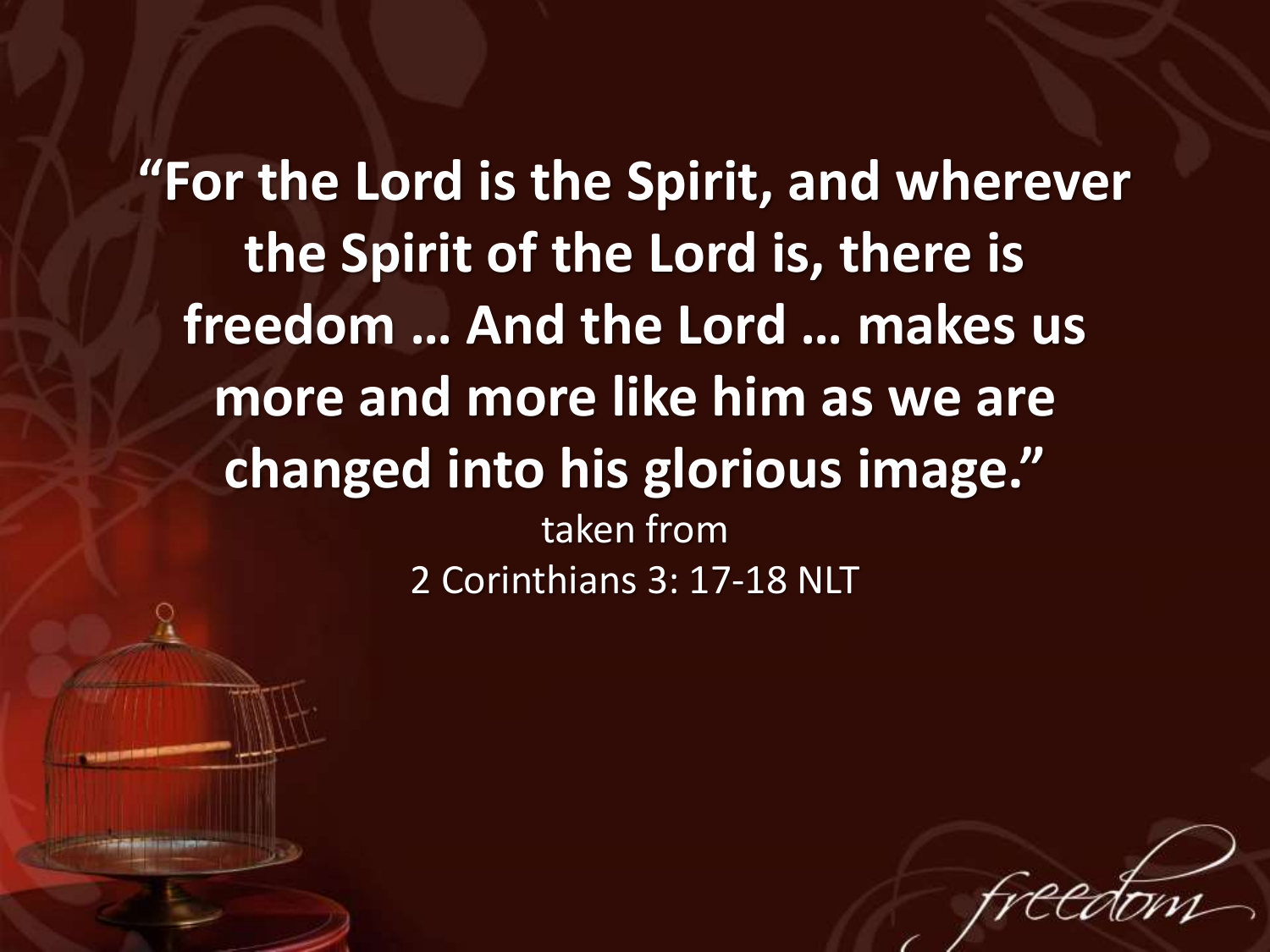**"For the Lord is the Spirit, and wherever the Spirit of the Lord is, there is freedom … And the Lord … makes us more and more like him as we are changed into his glorious image."**

taken from

2 Corinthians 3: 17-18 NLT

*freedom*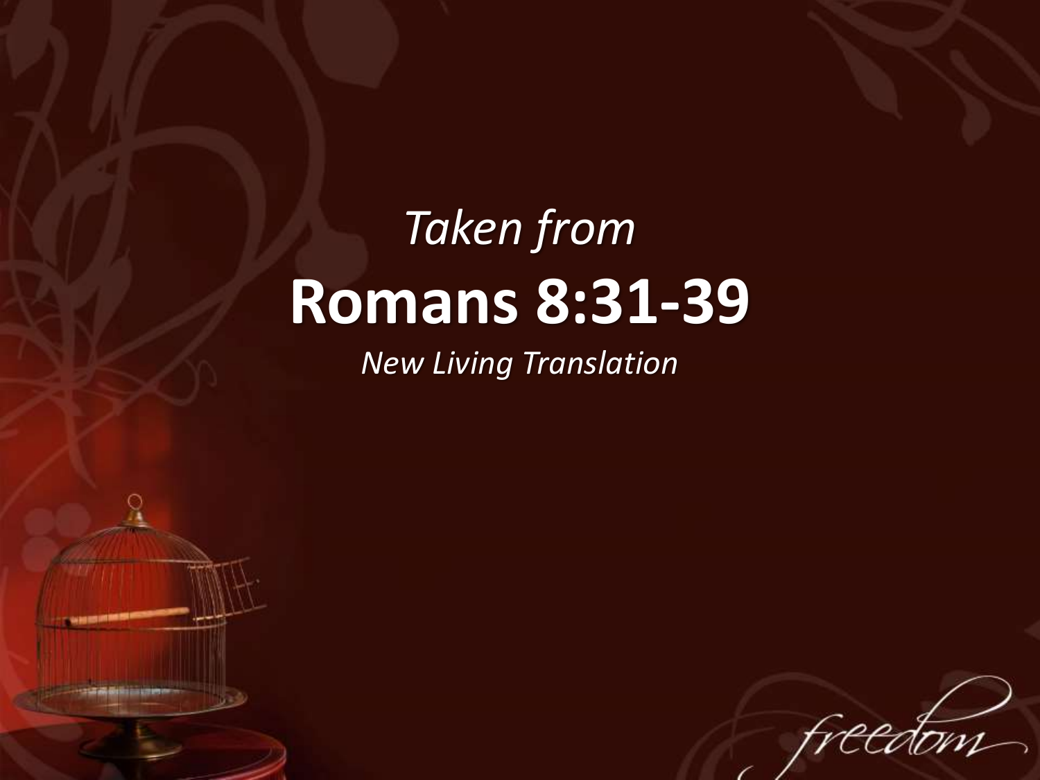*Taken from*

# Romans 8:31-39

*New Living Translation*

freedom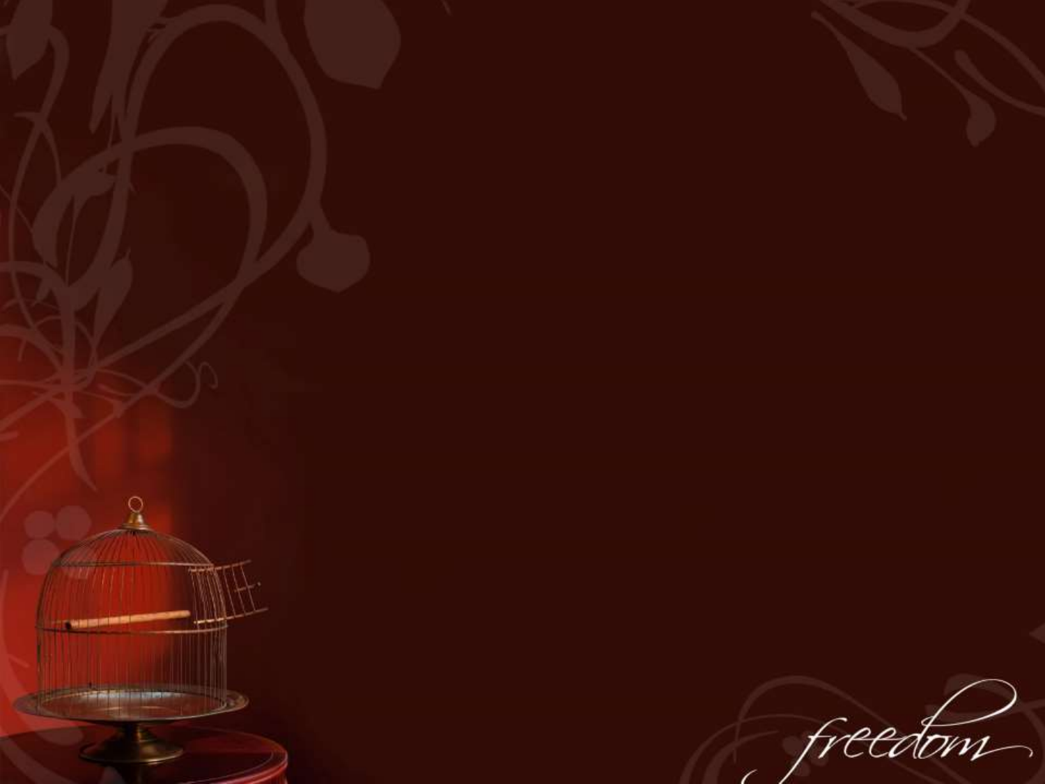freedom